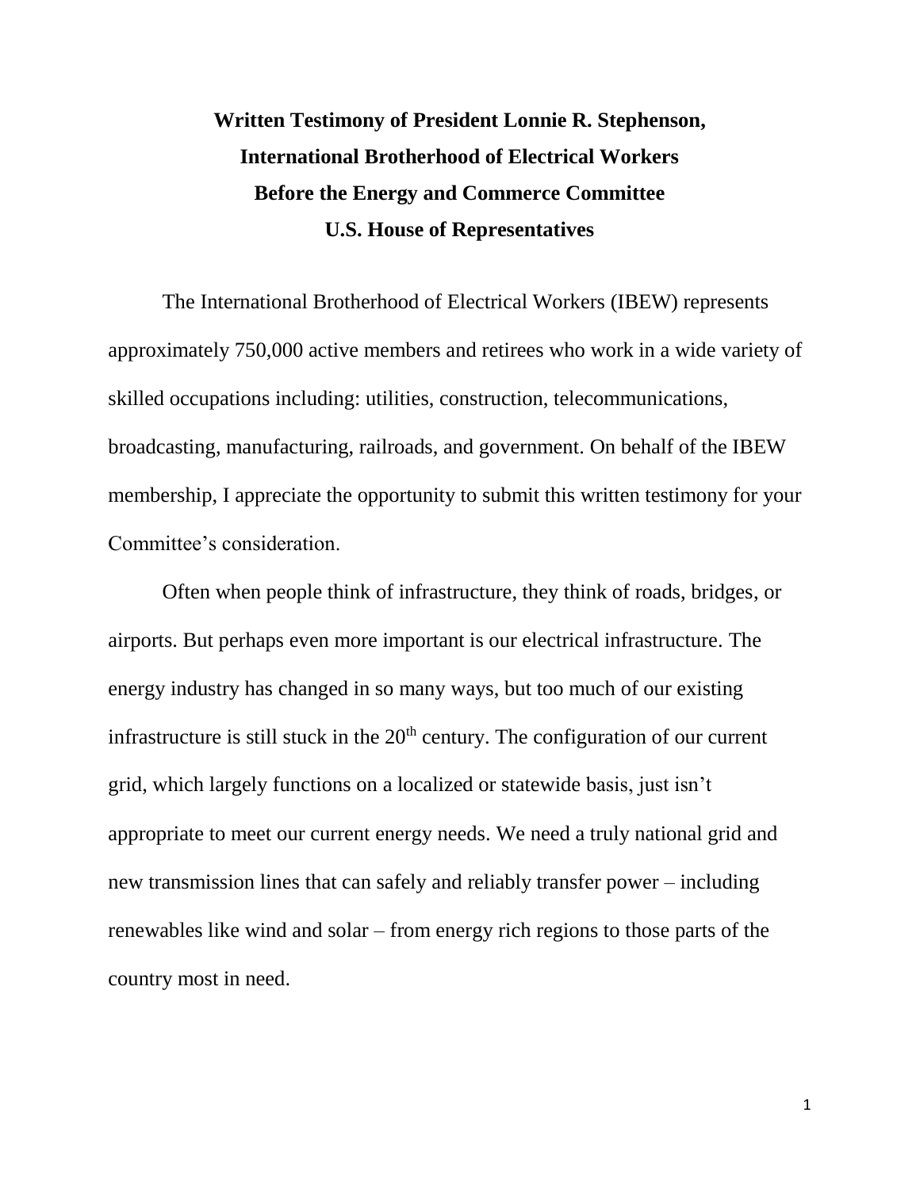# Written Testimony of President Lonnie R. Stephenson, International Brotherhood of Electrical Workers Before the Energy and Commerce Committee U.S. House of Representatives

The International Brotherhood of Electrical Workers (IBEW) represents approximately 750,000 active members and retirees who work in a wide variety of skilled occupations including: utilities, construction, telecommunications, broadcasting, manufacturing, railroads, and government. On behalf of the IBEW membership, I appreciate the opportunity to submit this written testimony for your Committee's consideration.

Often when people think of infrastructure, they think of roads, bridges, or airports. But perhaps even more important is our electrical infrastructure. The energy industry has changed in so many ways, but too much of our existing infrastructure is still stuck in the 20th century. The configuration of our current grid, which largely functions on a localized or statewide basis, just isn't appropriate to meet our current energy needs. We need a truly national grid and new transmission lines that can safely and reliably transfer power – including renewables like wind and solar – from energy rich regions to those parts of the country most in need.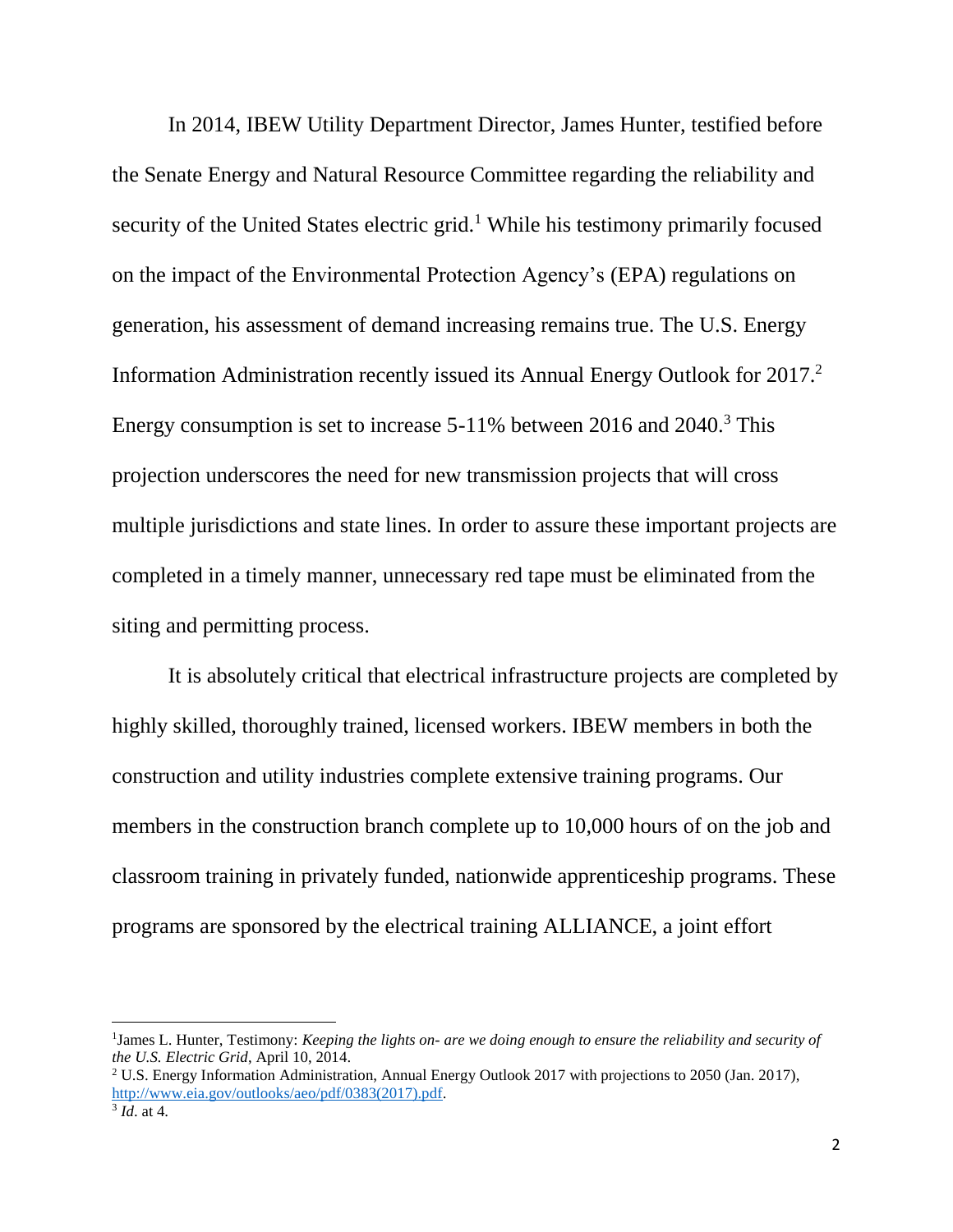In 2014, IBEW Utility Department Director, James Hunter, testified before the Senate Energy and Natural Resource Committee regarding the reliability and security of the United States electric grid.[1] While his testimony primarily focused on the impact of the Environmental Protection Agency's (EPA) regulations on generation, his assessment of demand increasing remains true. The U.S. Energy Information Administration recently issued its Annual Energy Outlook for 2017.[2] Energy consumption is set to increase 5-11% between 2016 and 2040.[3] This projection underscores the need for new transmission projects that will cross multiple jurisdictions and state lines. In order to assure these important projects are completed in a timely manner, unnecessary red tape must be eliminated from the siting and permitting process.

It is absolutely critical that electrical infrastructure projects are completed by highly skilled, thoroughly trained, licensed workers. IBEW members in both the construction and utility industries complete extensive training programs. Our members in the construction branch complete up to 10,000 hours of on the job and classroom training in privately funded, nationwide apprenticeship programs. These programs are sponsored by the electrical training ALLIANCE, a joint effort

---

[1] James L. Hunter, Testimony: *Keeping the lights on- are we doing enough to ensure the reliability and security of the U.S. Electric Grid*, April 10, 2014.

[2] U.S. Energy Information Administration, Annual Energy Outlook 2017 with projections to 2050 (Jan. 2017), [http://www.eia.gov/outlooks/aeo/pdf/0383(2017).pdf](http://www.eia.gov/outlooks/aeo/pdf/0383(2017).pdf).

[3] *Id*. at 4.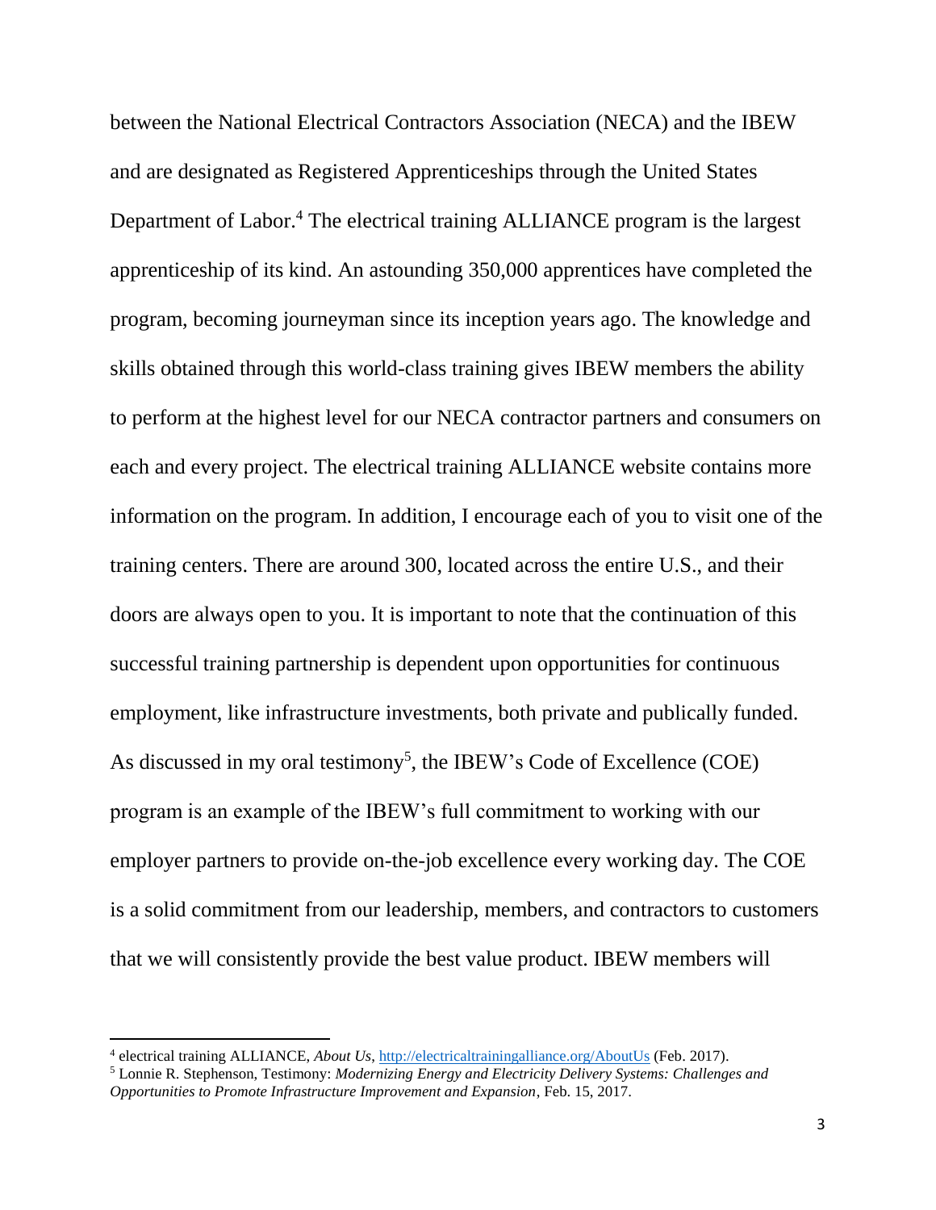between the National Electrical Contractors Association (NECA) and the IBEW and are designated as Registered Apprenticeships through the United States Department of Labor.[4] The electrical training ALLIANCE program is the largest apprenticeship of its kind. An astounding 350,000 apprentices have completed the program, becoming journeyman since its inception years ago. The knowledge and skills obtained through this world-class training gives IBEW members the ability to perform at the highest level for our NECA contractor partners and consumers on each and every project. The electrical training ALLIANCE website contains more information on the program. In addition, I encourage each of you to visit one of the training centers. There are around 300, located across the entire U.S., and their doors are always open to you. It is important to note that the continuation of this successful training partnership is dependent upon opportunities for continuous employment, like infrastructure investments, both private and publically funded. As discussed in my oral testimony[5], the IBEW's Code of Excellence (COE) program is an example of the IBEW's full commitment to working with our employer partners to provide on-the-job excellence every working day. The COE is a solid commitment from our leadership, members, and contractors to customers that we will consistently provide the best value product. IBEW members will

---

[4] electrical training ALLIANCE, *About Us*, http://electricaltrainingalliance.org/AboutUs (Feb. 2017).

[5] Lonnie R. Stephenson, Testimony: *Modernizing Energy and Electricity Delivery Systems: Challenges and Opportunities to Promote Infrastructure Improvement and Expansion*, Feb. 15, 2017.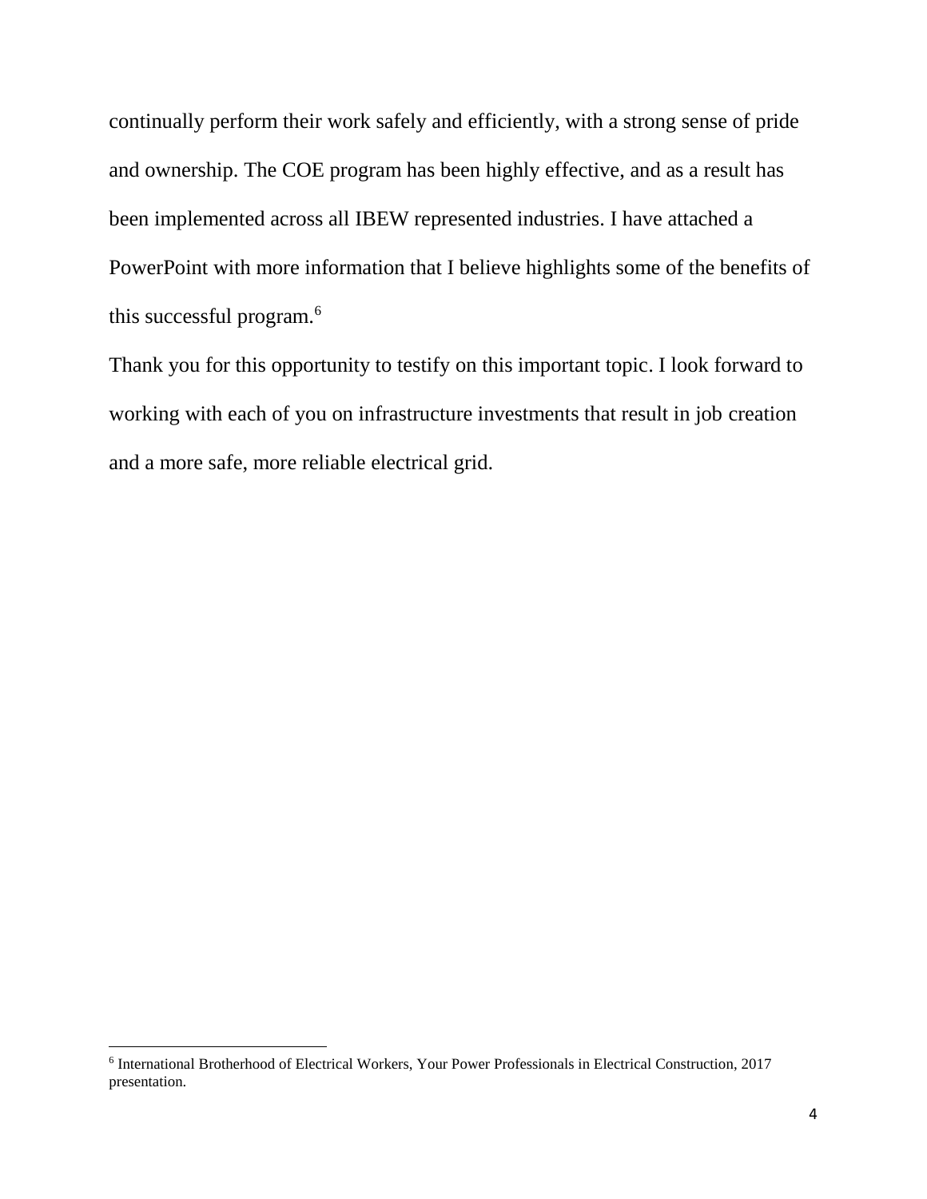continually perform their work safely and efficiently, with a strong sense of pride and ownership. The COE program has been highly effective, and as a result has been implemented across all IBEW represented industries. I have attached a PowerPoint with more information that I believe highlights some of the benefits of this successful program.[6]

Thank you for this opportunity to testify on this important topic. I look forward to working with each of you on infrastructure investments that result in job creation and a more safe, more reliable electrical grid.

---

[6] International Brotherhood of Electrical Workers, Your Power Professionals in Electrical Construction, 2017 presentation.